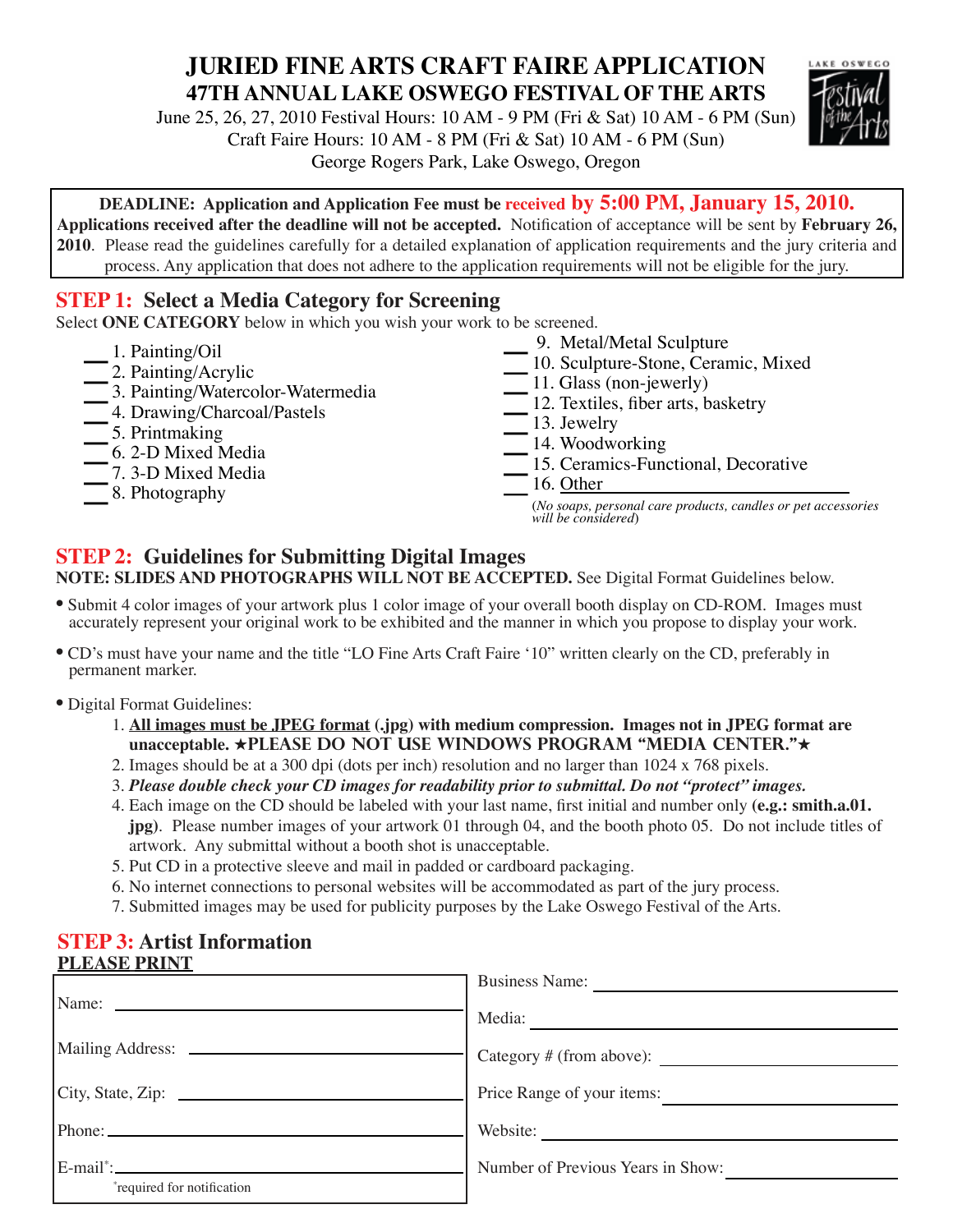# JURIED FINE ARTS CRAFT FAIRE APPLICATION

## 47TH ANNUAL LAKE OSWEGO FESTIVAL OF THE ARTS

June 25, 26, 27, 2010 Festival Hours: 10 AM - 9 PM (Fri & Sat) 10 AM - 6 PM (Sun)
Craft Faire Hours: 10 AM - 8 PM (Fri & Sat) 10 AM - 6 PM (Sun)
George Rogers Park, Lake Oswego, Oregon

**DEADLINE: Application and Application Fee must be received by 5:00 PM, January 15, 2010. Applications received after the deadline will not be accepted.** Notification of acceptance will be sent by **February 26, 2010**. Please read the guidelines carefully for a detailed explanation of application requirements and the jury criteria and process. Any application that does not adhere to the application requirements will not be eligible for the jury.

## STEP 1: Select a Media Category for Screening

Select **ONE CATEGORY** below in which you wish your work to be screened.

\_\_ 1. Painting/Oil
\_\_ 2. Painting/Acrylic
\_\_ 3. Painting/Watercolor-Watermedia
\_\_ 4. Drawing/Charcoal/Pastels
\_\_ 5. Printmaking
\_\_ 6. 2-D Mixed Media
\_\_ 7. 3-D Mixed Media
\_\_ 8. Photography
\_\_ 9. Metal/Metal Sculpture
\_\_ 10. Sculpture-Stone, Ceramic, Mixed
\_\_ 11. Glass (non-jewerly)
\_\_ 12. Textiles, fiber arts, basketry
\_\_ 13. Jewelry
\_\_ 14. Woodworking
\_\_ 15. Ceramics-Functional, Decorative
\_\_ 16. Other \_\_\_\_\_\_\_\_\_\_\_\_\_\_\_\_

(*No soaps, personal care products, candles or pet accessories will be considered*)

## STEP 2: Guidelines for Submitting Digital Images

**NOTE: SLIDES AND PHOTOGRAPHS WILL NOT BE ACCEPTED.** See Digital Format Guidelines below.

- Submit 4 color images of your artwork plus 1 color image of your overall booth display on CD-ROM. Images must accurately represent your original work to be exhibited and the manner in which you propose to display your work.
- CD's must have your name and the title "LO Fine Arts Craft Faire '10" written clearly on the CD, preferably in permanent marker.
- Digital Format Guidelines:
  1. **All images must be JPEG format (.jpg) with medium compression. Images not in JPEG format are unacceptable. ★PLEASE DO NOT USE WINDOWS PROGRAM "MEDIA CENTER."★**
  2. Images should be at a 300 dpi (dots per inch) resolution and no larger than 1024 x 768 pixels.
  3. ***Please double check your CD images for readability prior to submittal. Do not "protect" images.***
  4. Each image on the CD should be labeled with your last name, first initial and number only **(e.g.: smith.a.01.jpg)**. Please number images of your artwork 01 through 04, and the booth photo 05. Do not include titles of artwork. Any submittal without a booth shot is unacceptable.
  5. Put CD in a protective sleeve and mail in padded or cardboard packaging.
  6. No internet connections to personal websites will be accommodated as part of the jury process.
  7. Submitted images may be used for publicity purposes by the Lake Oswego Festival of the Arts.

## STEP 3: Artist Information

**PLEASE PRINT**

Name: \_\_\_\_\_\_\_\_\_\_\_\_\_\_\_\_\_\_\_\_

Mailing Address: \_\_\_\_\_\_\_\_\_\_\_\_\_\_\_\_\_\_\_\_

City, State, Zip: \_\_\_\_\_\_\_\_\_\_\_\_\_\_\_\_\_\_\_\_

Phone: \_\_\_\_\_\_\_\_\_\_\_\_\_\_\_\_\_\_\_\_

E-mail*: \_\_\_\_\_\_\_\_\_\_\_\_\_\_\_\_\_\_\_\_

*required for notification

Business Name: \_\_\_\_\_\_\_\_\_\_\_\_\_\_\_\_\_\_\_\_

Media: \_\_\_\_\_\_\_\_\_\_\_\_\_\_\_\_\_\_\_\_

Category # (from above): \_\_\_\_\_\_\_\_\_\_\_\_\_\_\_\_\_\_\_\_

Price Range of your items: \_\_\_\_\_\_\_\_\_\_\_\_\_\_\_\_\_\_\_\_

Website: \_\_\_\_\_\_\_\_\_\_\_\_\_\_\_\_\_\_\_\_

Number of Previous Years in Show: \_\_\_\_\_\_\_\_\_\_\_\_\_\_\_\_\_\_\_\_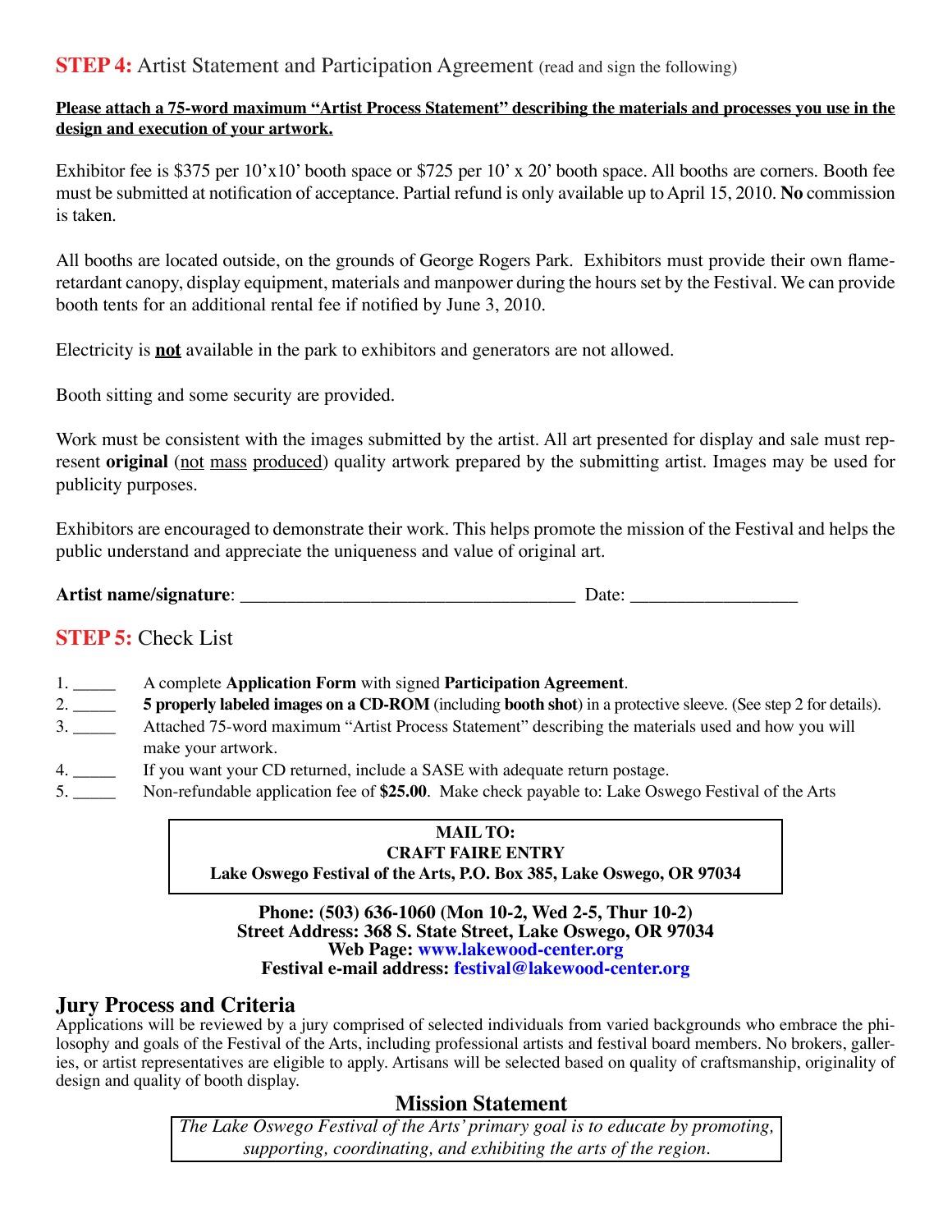## **STEP 4:** Artist Statement and Participation Agreement (read and sign the following)

**Please attach a 75-word maximum "Artist Process Statement" describing the materials and processes you use in the design and execution of your artwork.**

Exhibitor fee is $375 per 10'x10' booth space or $725 per 10' x 20' booth space. All booths are corners. Booth fee must be submitted at notification of acceptance. Partial refund is only available up to April 15, 2010. **No** commission is taken.

All booths are located outside, on the grounds of George Rogers Park. Exhibitors must provide their own flame-retardant canopy, display equipment, materials and manpower during the hours set by the Festival. We can provide booth tents for an additional rental fee if notified by June 3, 2010.

Electricity is **not** available in the park to exhibitors and generators are not allowed.

Booth sitting and some security are provided.

Work must be consistent with the images submitted by the artist. All art presented for display and sale must represent **original** (not mass produced) quality artwork prepared by the submitting artist. Images may be used for publicity purposes.

Exhibitors are encouraged to demonstrate their work. This helps promote the mission of the Festival and helps the public understand and appreciate the uniqueness and value of original art.

**Artist name/signature**: ____________________________________ Date: _________________

## **STEP 5:** Check List

1. _____ A complete **Application Form** with signed **Participation Agreement**.
2. _____ **5 properly labeled images on a CD-ROM** (including **booth shot**) in a protective sleeve. (See step 2 for details).
3. _____ Attached 75-word maximum "Artist Process Statement" describing the materials used and how you will make your artwork.
4. _____ If you want your CD returned, include a SASE with adequate return postage.
5. _____ Non-refundable application fee of **$25.00**. Make check payable to: Lake Oswego Festival of the Arts

**MAIL TO:**
**CRAFT FAIRE ENTRY**
**Lake Oswego Festival of the Arts, P.O. Box 385, Lake Oswego, OR 97034**

**Phone: (503) 636-1060 (Mon 10-2, Wed 2-5, Thur 10-2)**
**Street Address: 368 S. State Street, Lake Oswego, OR 97034**
**Web Page: www.lakewood-center.org**
**Festival e-mail address: festival@lakewood-center.org**

## Jury Process and Criteria

Applications will be reviewed by a jury comprised of selected individuals from varied backgrounds who embrace the philosophy and goals of the Festival of the Arts, including professional artists and festival board members. No brokers, galleries, or artist representatives are eligible to apply. Artisans will be selected based on quality of craftsmanship, originality of design and quality of booth display.

## Mission Statement

*The Lake Oswego Festival of the Arts' primary goal is to educate by promoting, supporting, coordinating, and exhibiting the arts of the region.*